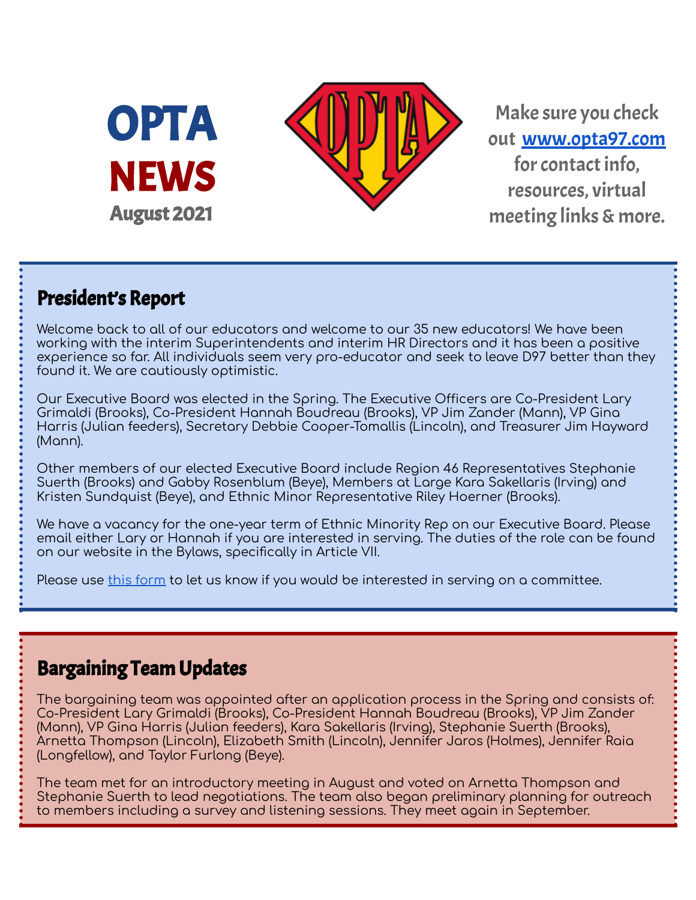# OPTA NEWS

August 2021

Make sure you check out [www.opta97.com](http://www.opta97.com) for contact info, resources, virtual meeting links & more.

## President's Report

Welcome back to all of our educators and welcome to our 35 new educators! We have been working with the interim Superintendents and interim HR Directors and it has been a positive experience so far. All individuals seem very pro-educator and seek to leave D97 better than they found it. We are cautiously optimistic.

Our Executive Board was elected in the Spring. The Executive Officers are Co-President Lary Grimaldi (Brooks), Co-President Hannah Boudreau (Brooks), VP Jim Zander (Mann), VP Gina Harris (Julian feeders), Secretary Debbie Cooper-Tomallis (Lincoln), and Treasurer Jim Hayward (Mann).

Other members of our elected Executive Board include Region 46 Representatives Stephanie Suerth (Brooks) and Gabby Rosenblum (Beye), Members at Large Kara Sakellaris (Irving) and Kristen Sundquist (Beye), and Ethnic Minor Representative Riley Hoerner (Brooks).

We have a vacancy for the one-year term of Ethnic Minority Rep on our Executive Board. Please email either Lary or Hannah if you are interested in serving. The duties of the role can be found on our website in the Bylaws, specifically in Article VII.

Please use this form to let us know if you would be interested in serving on a committee.

## Bargaining Team Updates

The bargaining team was appointed after an application process in the Spring and consists of: Co-President Lary Grimaldi (Brooks), Co-President Hannah Boudreau (Brooks), VP Jim Zander (Mann), VP Gina Harris (Julian feeders), Kara Sakellaris (Irving), Stephanie Suerth (Brooks), Arnetta Thompson (Lincoln), Elizabeth Smith (Lincoln), Jennifer Jaros (Holmes), Jennifer Raia (Longfellow), and Taylor Furlong (Beye).

The team met for an introductory meeting in August and voted on Arnetta Thompson and Stephanie Suerth to lead negotiations. The team also began preliminary planning for outreach to members including a survey and listening sessions. They meet again in September.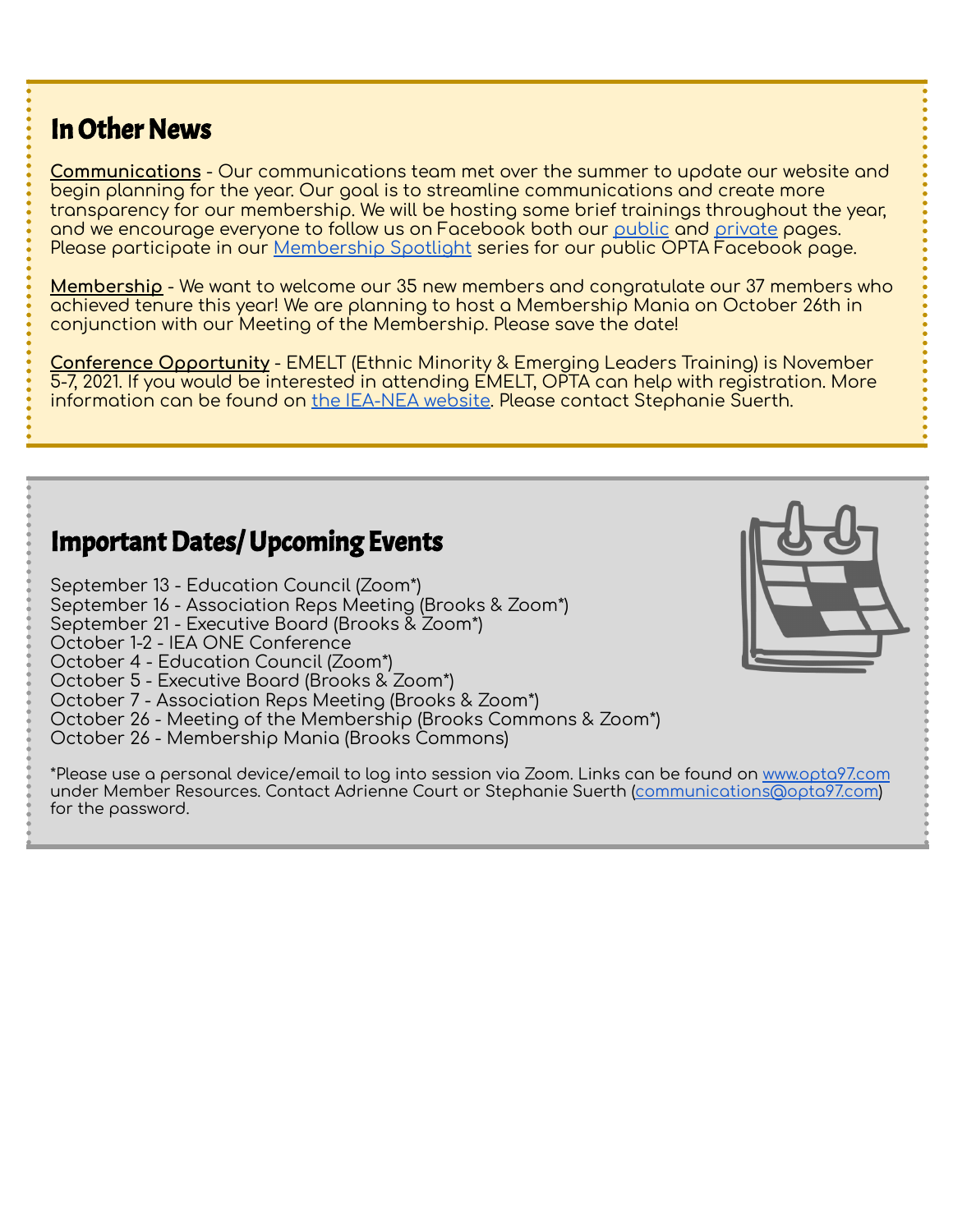## In Other News

**Communications** - Our communications team met over the summer to update our website and begin planning for the year. Our goal is to streamline communications and create more transparency for our membership. We will be hosting some brief trainings throughout the year, and we encourage everyone to follow us on Facebook both our public and private pages. Please participate in our Membership Spotlight series for our public OPTA Facebook page.

**Membership** - We want to welcome our 35 new members and congratulate our 37 members who achieved tenure this year! We are planning to host a Membership Mania on October 26th in conjunction with our Meeting of the Membership. Please save the date!

**Conference Opportunity** - EMELT (Ethnic Minority & Emerging Leaders Training) is November 5-7, 2021. If you would be interested in attending EMELT, OPTA can help with registration. More information can be found on the IEA-NEA website. Please contact Stephanie Suerth.

## Important Dates/ Upcoming Events

September 13 - Education Council (Zoom*)
September 16 - Association Reps Meeting (Brooks & Zoom*)
September 21 - Executive Board (Brooks & Zoom*)
October 1-2 - IEA ONE Conference
October 4 - Education Council (Zoom*)
October 5 - Executive Board (Brooks & Zoom*)
October 7 - Association Reps Meeting (Brooks & Zoom*)
October 26 - Meeting of the Membership (Brooks Commons & Zoom*)
October 26 - Membership Mania (Brooks Commons)

*Please use a personal device/email to log into session via Zoom. Links can be found on www.opta97.com under Member Resources. Contact Adrienne Court or Stephanie Suerth (communications@opta97.com) for the password.